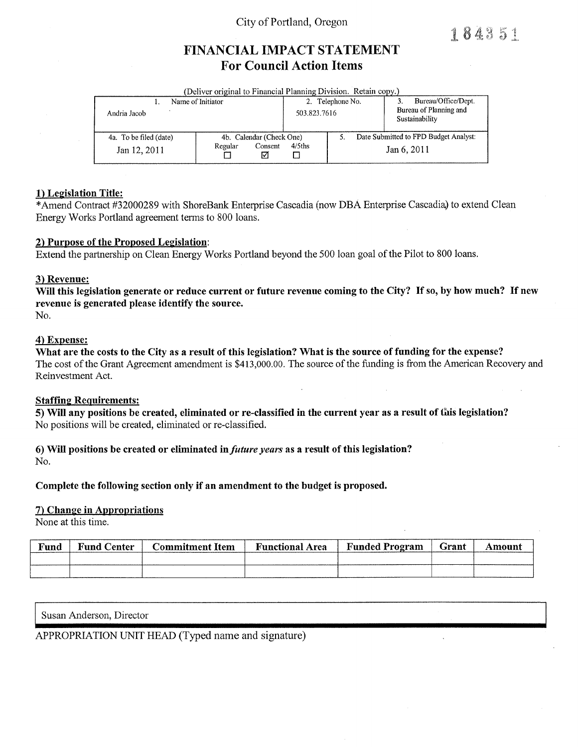City of Portland, Oregon

184351

# FINANCIAL IMPACT STATEMENT
## For Council Action Items

(Deliver original to Financial Planning Division. Retain copy.)

| 1. Name of Initiator | 2. Telephone No. | 3. Bureau/Office/Dept. |
|---|---|---|
| Andria Jacob | 503.823.7616 | Bureau of Planning and Sustainability |

| 4a. To be filed (date) | 4b. Calendar (Check One) | 5. Date Submitted to FPD Budget Analyst: |
|---|---|---|
| Jan 12, 2011 | Regular ☐ Consent ☑ 4/5ths ☐ | Jan 6, 2011 |

**1) Legislation Title:**
*Amend Contract #32000289 with ShoreBank Enterprise Cascadia (now DBA Enterprise Cascadia) to extend Clean Energy Works Portland agreement terms to 800 loans.

**2) Purpose of the Proposed Legislation:**
Extend the partnership on Clean Energy Works Portland beyond the 500 loan goal of the Pilot to 800 loans.

**3) Revenue:**
**Will this legislation generate or reduce current or future revenue coming to the City? If so, by how much? If new revenue is generated please identify the source.**
No.

**4) Expense:**
**What are the costs to the City as a result of this legislation? What is the source of funding for the expense?**
The cost of the Grant Agreement amendment is $413,000.00. The source of the funding is from the American Recovery and Reinvestment Act.

**Staffing Requirements:**
**5) Will any positions be created, eliminated or re-classified in the current year as a result of this legislation?**
No positions will be created, eliminated or re-classified.

**6) Will positions be created or eliminated in *future years* as a result of this legislation?**
No.

**Complete the following section only if an amendment to the budget is proposed.**

**7) Change in Appropriations**
None at this time.

| Fund | Fund Center | Commitment Item | Functional Area | Funded Program | Grant | Amount |
|---|---|---|---|---|---|---|
| | | | | | | |
| | | | | | | |

Susan Anderson, Director

APPROPRIATION UNIT HEAD (Typed name and signature)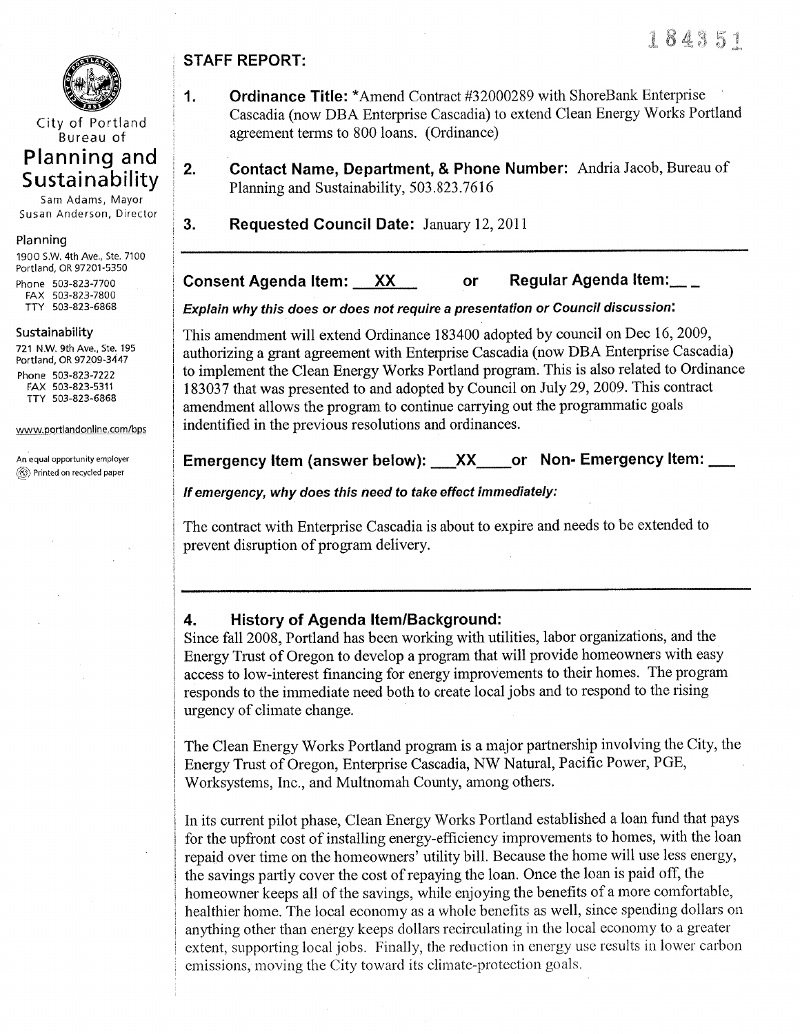184351

City of Portland
Bureau of
**Planning and Sustainability**
Sam Adams, Mayor
Susan Anderson, Director

**Planning**
1900 S.W. 4th Ave., Ste. 7100
Portland, OR 97201-5350
Phone 503-823-7700
FAX 503-823-7800
TTY 503-823-6868

**Sustainability**
721 N.W. 9th Ave., Ste. 195
Portland, OR 97209-3447
Phone 503-823-7222
FAX 503-823-5311
TTY 503-823-6868

www.portlandonline.com/bps

An equal opportunity employer
Printed on recycled paper

## STAFF REPORT:

1. **Ordinance Title:** *Amend Contract #32000289 with ShoreBank Enterprise Cascadia (now DBA Enterprise Cascadia) to extend Clean Energy Works Portland agreement terms to 800 loans. (Ordinance)

2. **Contact Name, Department, & Phone Number:** Andria Jacob, Bureau of Planning and Sustainability, 503.823.7616

3. **Requested Council Date:** January 12, 2011

---

**Consent Agenda Item: \_\_XX\_\_ or Regular Agenda Item:\_\_ \_**

***Explain why this does or does not require a presentation or Council discussion:***

This amendment will extend Ordinance 183400 adopted by council on Dec 16, 2009, authorizing a grant agreement with Enterprise Cascadia (now DBA Enterprise Cascadia) to implement the Clean Energy Works Portland program. This is also related to Ordinance 183037 that was presented to and adopted by Council on July 29, 2009. This contract amendment allows the program to continue carrying out the programmatic goals indentified in the previous resolutions and ordinances.

**Emergency Item (answer below): \_\_\_XX\_\_\_\_or Non- Emergency Item: \_\_\_**

***If emergency, why does this need to take effect immediately:***

The contract with Enterprise Cascadia is about to expire and needs to be extended to prevent disruption of program delivery.

---

### 4. History of Agenda Item/Background:

Since fall 2008, Portland has been working with utilities, labor organizations, and the Energy Trust of Oregon to develop a program that will provide homeowners with easy access to low-interest financing for energy improvements to their homes. The program responds to the immediate need both to create local jobs and to respond to the rising urgency of climate change.

The Clean Energy Works Portland program is a major partnership involving the City, the Energy Trust of Oregon, Enterprise Cascadia, NW Natural, Pacific Power, PGE, Worksystems, Inc., and Multnomah County, among others.

In its current pilot phase, Clean Energy Works Portland established a loan fund that pays for the upfront cost of installing energy-efficiency improvements to homes, with the loan repaid over time on the homeowners' utility bill. Because the home will use less energy, the savings partly cover the cost of repaying the loan. Once the loan is paid off, the homeowner keeps all of the savings, while enjoying the benefits of a more comfortable, healthier home. The local economy as a whole benefits as well, since spending dollars on anything other than energy keeps dollars recirculating in the local economy to a greater extent, supporting local jobs. Finally, the reduction in energy use results in lower carbon emissions, moving the City toward its climate-protection goals.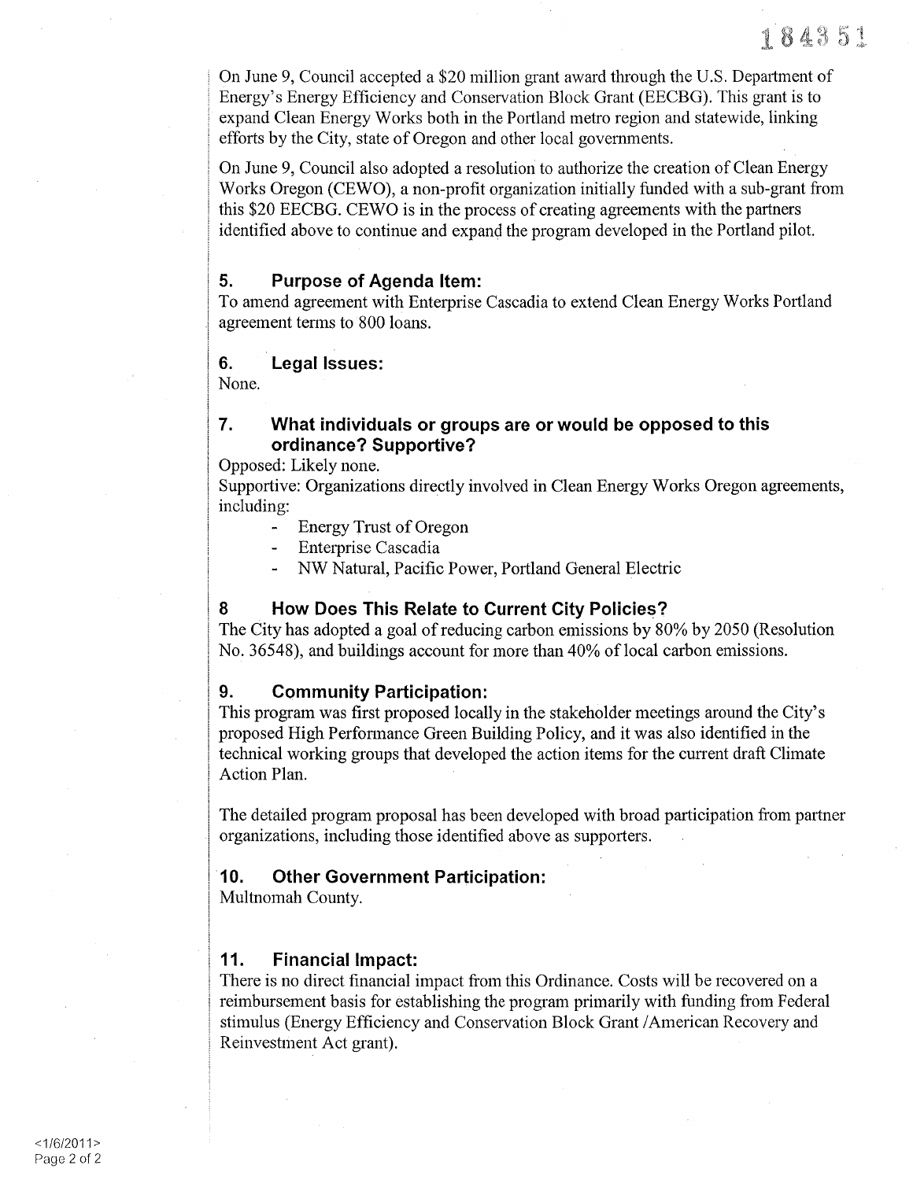On June 9, Council accepted a $20 million grant award through the U.S. Department of Energy's Energy Efficiency and Conservation Block Grant (EECBG). This grant is to expand Clean Energy Works both in the Portland metro region and statewide, linking efforts by the City, state of Oregon and other local governments.

On June 9, Council also adopted a resolution to authorize the creation of Clean Energy Works Oregon (CEWO), a non-profit organization initially funded with a sub-grant from this $20 EECBG. CEWO is in the process of creating agreements with the partners identified above to continue and expand the program developed in the Portland pilot.

### 5. Purpose of Agenda Item:

To amend agreement with Enterprise Cascadia to extend Clean Energy Works Portland agreement terms to 800 loans.

### 6. Legal Issues:

None.

### 7. What individuals or groups are or would be opposed to this ordinance? Supportive?

Opposed: Likely none.

Supportive: Organizations directly involved in Clean Energy Works Oregon agreements, including:

- Energy Trust of Oregon
- Enterprise Cascadia
- NW Natural, Pacific Power, Portland General Electric

### 8 How Does This Relate to Current City Policies?

The City has adopted a goal of reducing carbon emissions by 80% by 2050 (Resolution No. 36548), and buildings account for more than 40% of local carbon emissions.

### 9. Community Participation:

This program was first proposed locally in the stakeholder meetings around the City's proposed High Performance Green Building Policy, and it was also identified in the technical working groups that developed the action items for the current draft Climate Action Plan.

The detailed program proposal has been developed with broad participation from partner organizations, including those identified above as supporters.

### 10. Other Government Participation:

Multnomah County.

### 11. Financial Impact:

There is no direct financial impact from this Ordinance. Costs will be recovered on a reimbursement basis for establishing the program primarily with funding from Federal stimulus (Energy Efficiency and Conservation Block Grant /American Recovery and Reinvestment Act grant).